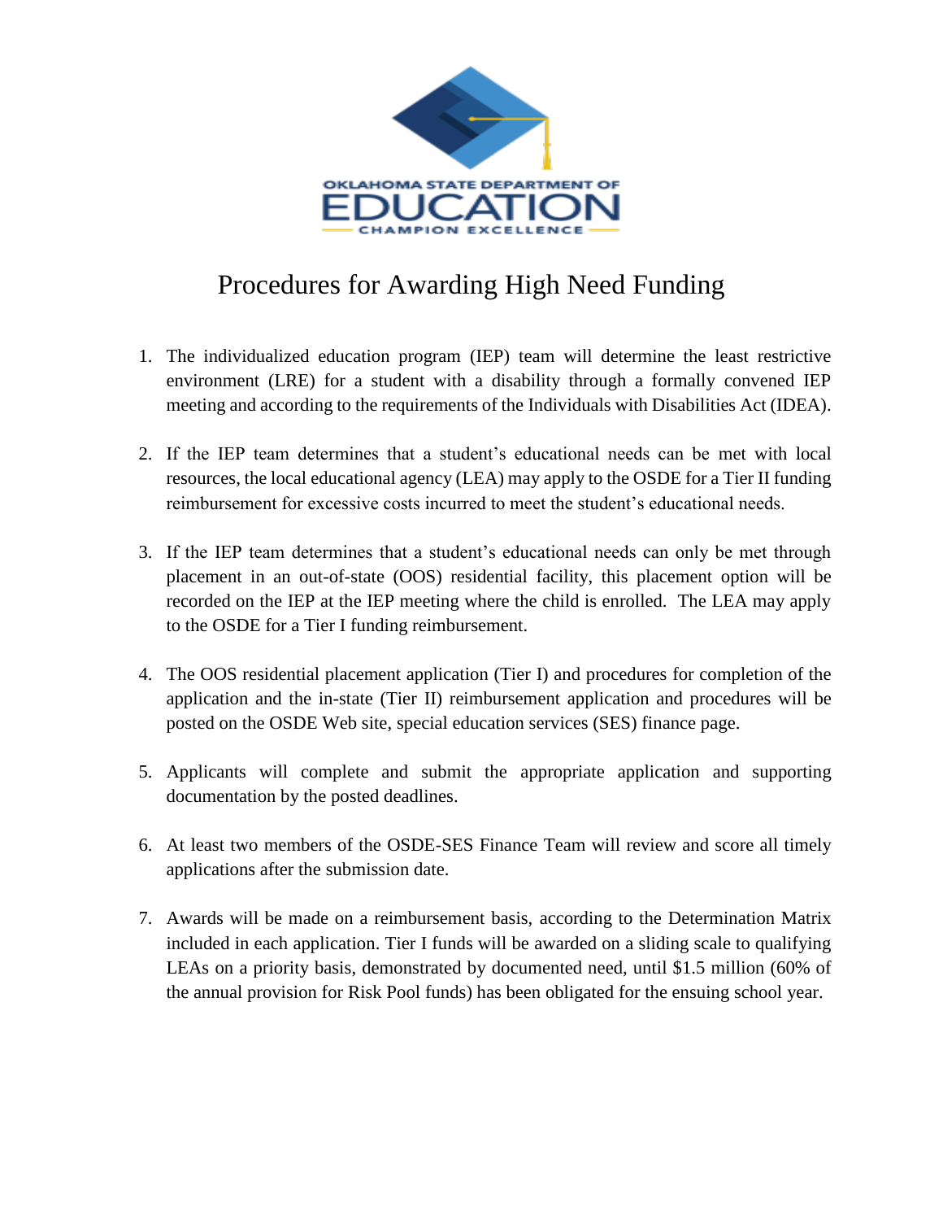OKLAHOMA STATE DEPARTMENT OF EDUCATION
CHAMPION EXCELLENCE

# Procedures for Awarding High Need Funding

1. The individualized education program (IEP) team will determine the least restrictive environment (LRE) for a student with a disability through a formally convened IEP meeting and according to the requirements of the Individuals with Disabilities Act (IDEA).

2. If the IEP team determines that a student's educational needs can be met with local resources, the local educational agency (LEA) may apply to the OSDE for a Tier II funding reimbursement for excessive costs incurred to meet the student's educational needs.

3. If the IEP team determines that a student's educational needs can only be met through placement in an out-of-state (OOS) residential facility, this placement option will be recorded on the IEP at the IEP meeting where the child is enrolled. The LEA may apply to the OSDE for a Tier I funding reimbursement.

4. The OOS residential placement application (Tier I) and procedures for completion of the application and the in-state (Tier II) reimbursement application and procedures will be posted on the OSDE Web site, special education services (SES) finance page.

5. Applicants will complete and submit the appropriate application and supporting documentation by the posted deadlines.

6. At least two members of the OSDE-SES Finance Team will review and score all timely applications after the submission date.

7. Awards will be made on a reimbursement basis, according to the Determination Matrix included in each application. Tier I funds will be awarded on a sliding scale to qualifying LEAs on a priority basis, demonstrated by documented need, until $1.5 million (60% of the annual provision for Risk Pool funds) has been obligated for the ensuing school year.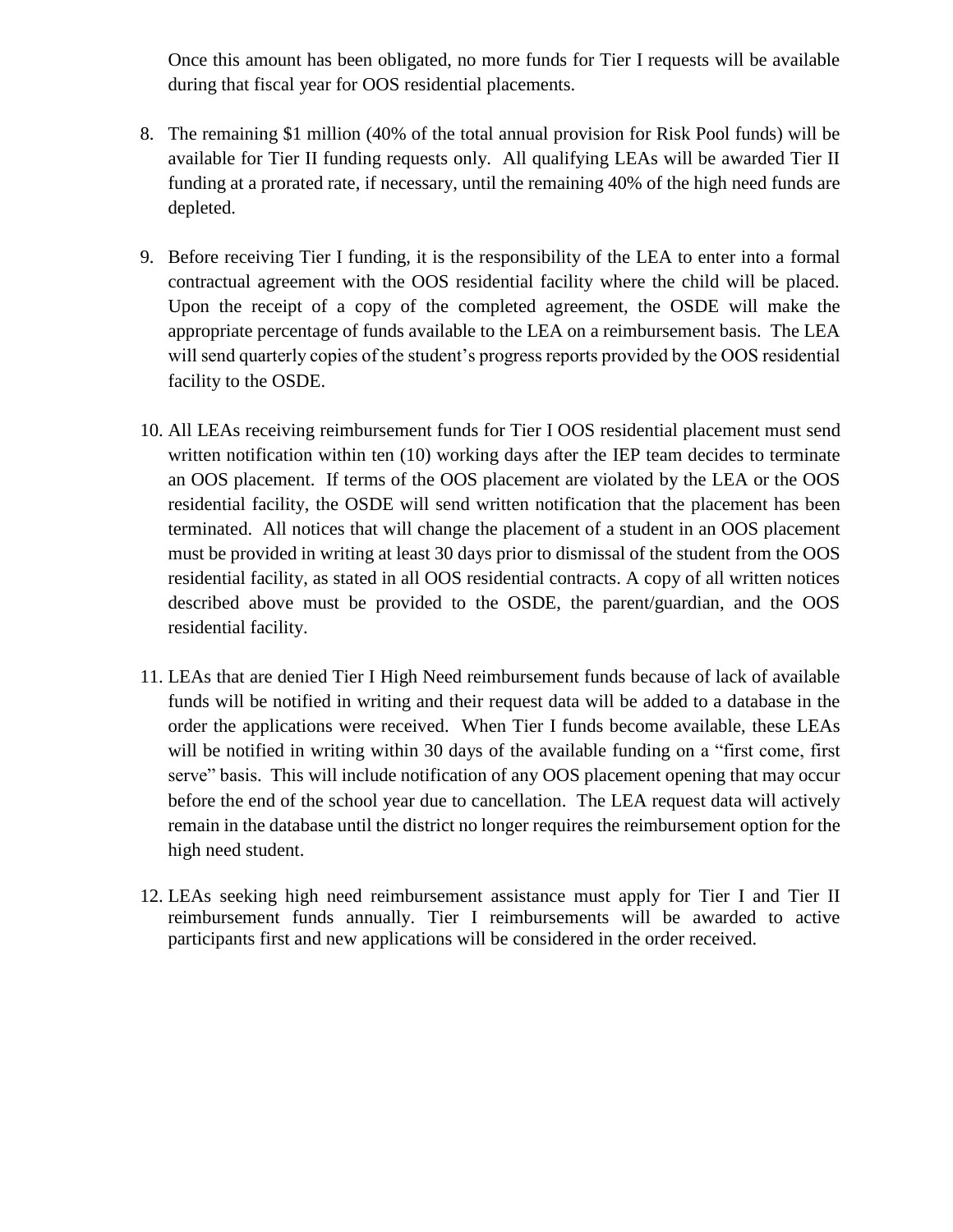Once this amount has been obligated, no more funds for Tier I requests will be available during that fiscal year for OOS residential placements.

8. The remaining $1 million (40% of the total annual provision for Risk Pool funds) will be available for Tier II funding requests only. All qualifying LEAs will be awarded Tier II funding at a prorated rate, if necessary, until the remaining 40% of the high need funds are depleted.

9. Before receiving Tier I funding, it is the responsibility of the LEA to enter into a formal contractual agreement with the OOS residential facility where the child will be placed. Upon the receipt of a copy of the completed agreement, the OSDE will make the appropriate percentage of funds available to the LEA on a reimbursement basis. The LEA will send quarterly copies of the student's progress reports provided by the OOS residential facility to the OSDE.

10. All LEAs receiving reimbursement funds for Tier I OOS residential placement must send written notification within ten (10) working days after the IEP team decides to terminate an OOS placement. If terms of the OOS placement are violated by the LEA or the OOS residential facility, the OSDE will send written notification that the placement has been terminated. All notices that will change the placement of a student in an OOS placement must be provided in writing at least 30 days prior to dismissal of the student from the OOS residential facility, as stated in all OOS residential contracts. A copy of all written notices described above must be provided to the OSDE, the parent/guardian, and the OOS residential facility.

11. LEAs that are denied Tier I High Need reimbursement funds because of lack of available funds will be notified in writing and their request data will be added to a database in the order the applications were received. When Tier I funds become available, these LEAs will be notified in writing within 30 days of the available funding on a "first come, first serve" basis. This will include notification of any OOS placement opening that may occur before the end of the school year due to cancellation. The LEA request data will actively remain in the database until the district no longer requires the reimbursement option for the high need student.

12. LEAs seeking high need reimbursement assistance must apply for Tier I and Tier II reimbursement funds annually. Tier I reimbursements will be awarded to active participants first and new applications will be considered in the order received.